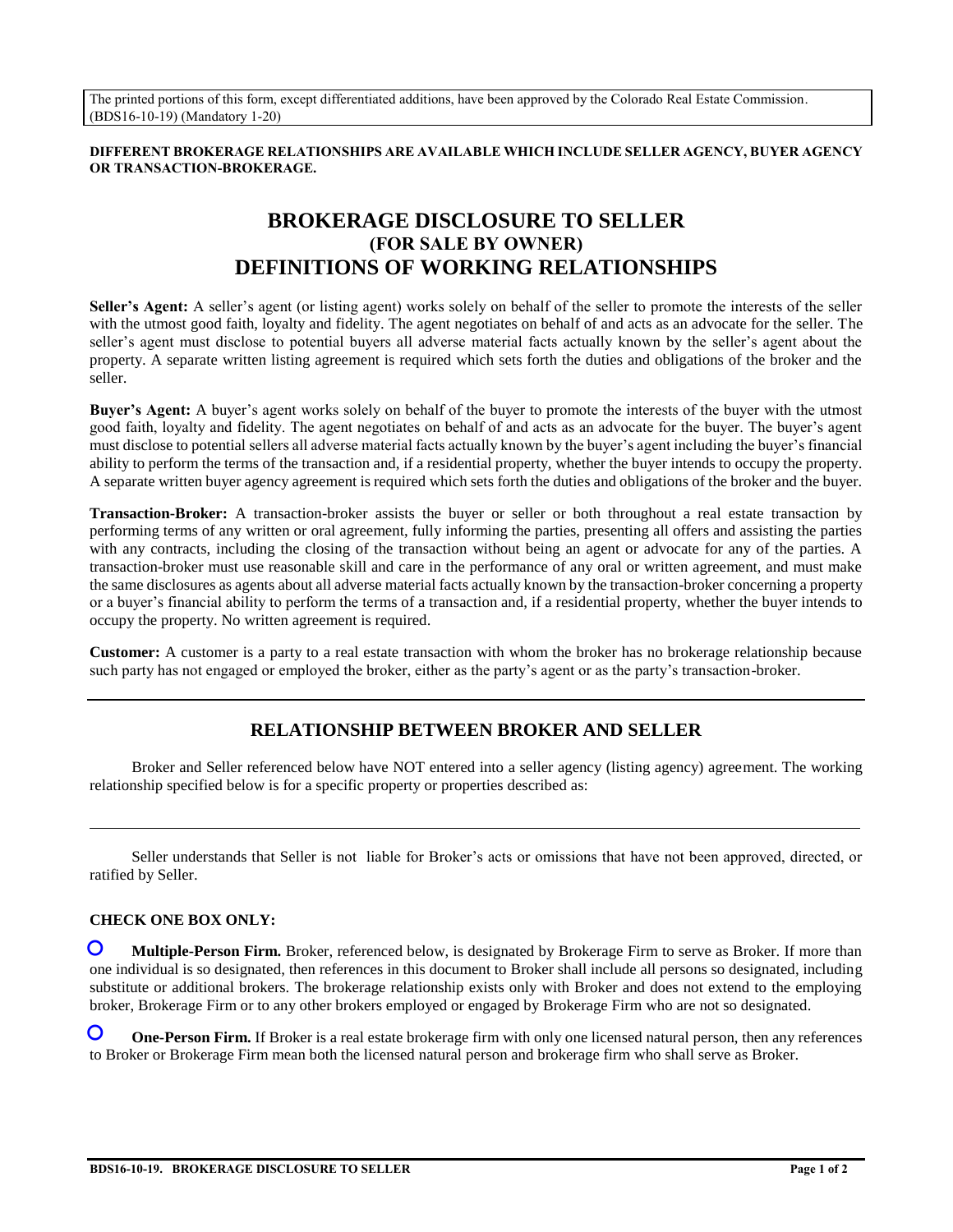The printed portions of this form, except differentiated additions, have been approved by the Colorado Real Estate Commission. (BDS16-10-19) (Mandatory 1-20)

**DIFFERENT BROKERAGE RELATIONSHIPS ARE AVAILABLE WHICH INCLUDE SELLER AGENCY, BUYER AGENCY OR TRANSACTION-BROKERAGE.**

# BROKERAGE DISCLOSURE TO SELLER
## (FOR SALE BY OWNER)
# DEFINITIONS OF WORKING RELATIONSHIPS

**Seller's Agent:** A seller's agent (or listing agent) works solely on behalf of the seller to promote the interests of the seller with the utmost good faith, loyalty and fidelity. The agent negotiates on behalf of and acts as an advocate for the seller. The seller's agent must disclose to potential buyers all adverse material facts actually known by the seller's agent about the property. A separate written listing agreement is required which sets forth the duties and obligations of the broker and the seller.

**Buyer's Agent:** A buyer's agent works solely on behalf of the buyer to promote the interests of the buyer with the utmost good faith, loyalty and fidelity. The agent negotiates on behalf of and acts as an advocate for the buyer. The buyer's agent must disclose to potential sellers all adverse material facts actually known by the buyer's agent including the buyer's financial ability to perform the terms of the transaction and, if a residential property, whether the buyer intends to occupy the property. A separate written buyer agency agreement is required which sets forth the duties and obligations of the broker and the buyer.

**Transaction-Broker:** A transaction-broker assists the buyer or seller or both throughout a real estate transaction by performing terms of any written or oral agreement, fully informing the parties, presenting all offers and assisting the parties with any contracts, including the closing of the transaction without being an agent or advocate for any of the parties. A transaction-broker must use reasonable skill and care in the performance of any oral or written agreement, and must make the same disclosures as agents about all adverse material facts actually known by the transaction-broker concerning a property or a buyer's financial ability to perform the terms of a transaction and, if a residential property, whether the buyer intends to occupy the property. No written agreement is required.

**Customer:** A customer is a party to a real estate transaction with whom the broker has no brokerage relationship because such party has not engaged or employed the broker, either as the party's agent or as the party's transaction-broker.

---

## RELATIONSHIP BETWEEN BROKER AND SELLER

Broker and Seller referenced below have NOT entered into a seller agency (listing agency) agreement. The working relationship specified below is for a specific property or properties described as:

_______________________________________________________________________________

Seller understands that Seller is not liable for Broker's acts or omissions that have not been approved, directed, or ratified by Seller.

**CHECK ONE BOX ONLY:**

○ **Multiple-Person Firm.** Broker, referenced below, is designated by Brokerage Firm to serve as Broker. If more than one individual is so designated, then references in this document to Broker shall include all persons so designated, including substitute or additional brokers. The brokerage relationship exists only with Broker and does not extend to the employing broker, Brokerage Firm or to any other brokers employed or engaged by Brokerage Firm who are not so designated.

○ **One-Person Firm.** If Broker is a real estate brokerage firm with only one licensed natural person, then any references to Broker or Brokerage Firm mean both the licensed natural person and brokerage firm who shall serve as Broker.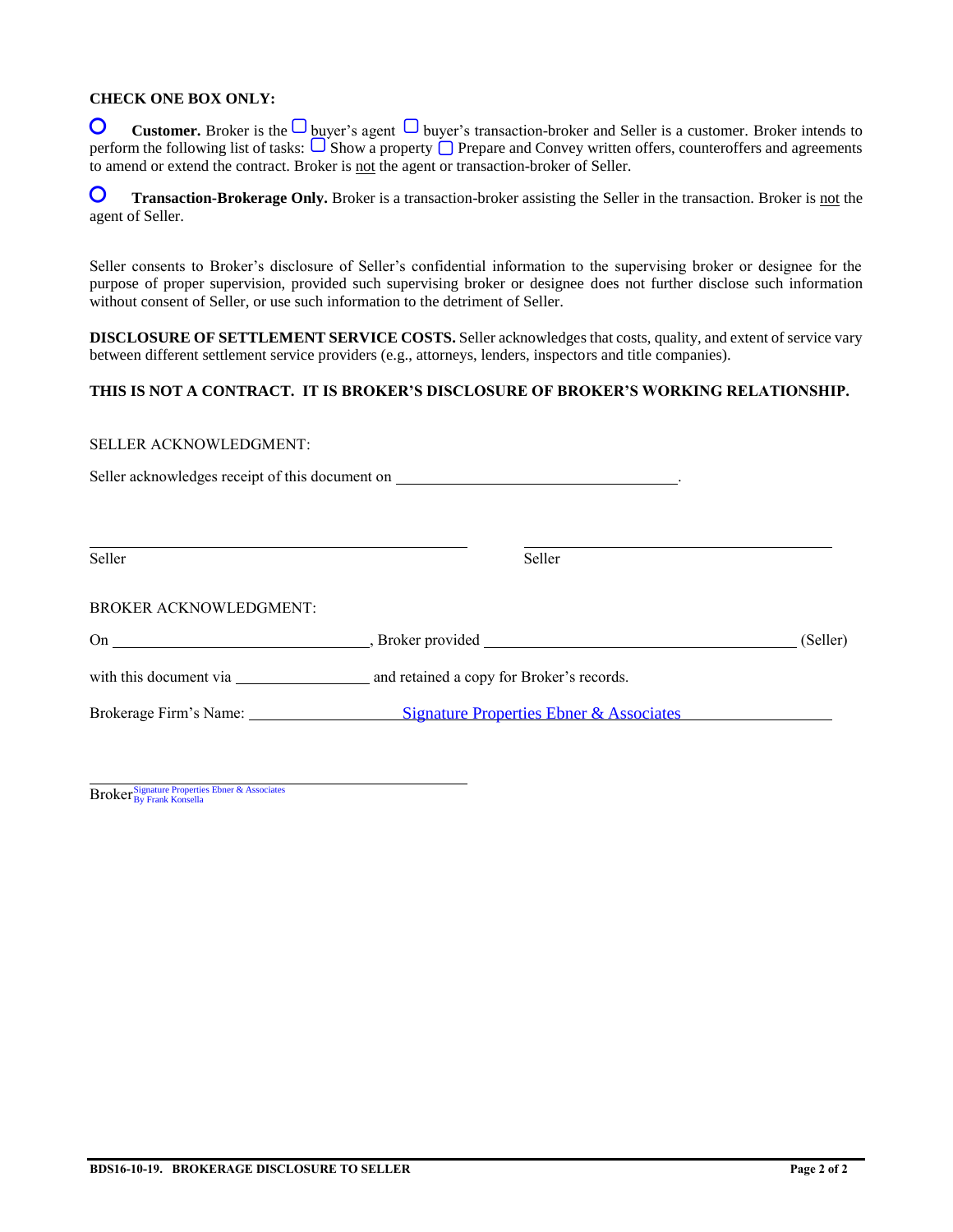**CHECK ONE BOX ONLY:**

○ **Customer.** Broker is the ☐ buyer's agent ☐ buyer's transaction-broker and Seller is a customer. Broker intends to perform the following list of tasks: ☐ Show a property ☐ Prepare and Convey written offers, counteroffers and agreements to amend or extend the contract. Broker is not the agent or transaction-broker of Seller.

○ **Transaction-Brokerage Only.** Broker is a transaction-broker assisting the Seller in the transaction. Broker is not the agent of Seller.

Seller consents to Broker's disclosure of Seller's confidential information to the supervising broker or designee for the purpose of proper supervision, provided such supervising broker or designee does not further disclose such information without consent of Seller, or use such information to the detriment of Seller.

**DISCLOSURE OF SETTLEMENT SERVICE COSTS.** Seller acknowledges that costs, quality, and extent of service vary between different settlement service providers (e.g., attorneys, lenders, inspectors and title companies).

**THIS IS NOT A CONTRACT. IT IS BROKER'S DISCLOSURE OF BROKER'S WORKING RELATIONSHIP.**

SELLER ACKNOWLEDGMENT:

Seller acknowledges receipt of this document on ____________________.

____________________ Seller

____________________ Seller

BROKER ACKNOWLEDGMENT:

On ____________________, Broker provided ____________________ (Seller)

with this document via ____________ and retained a copy for Broker's records.

Brokerage Firm's Name: Signature Properties Ebner & Associates

Broker Signature Properties Ebner & Associates By Frank Konsella

BDS16-10-19. BROKERAGE DISCLOSURE TO SELLER